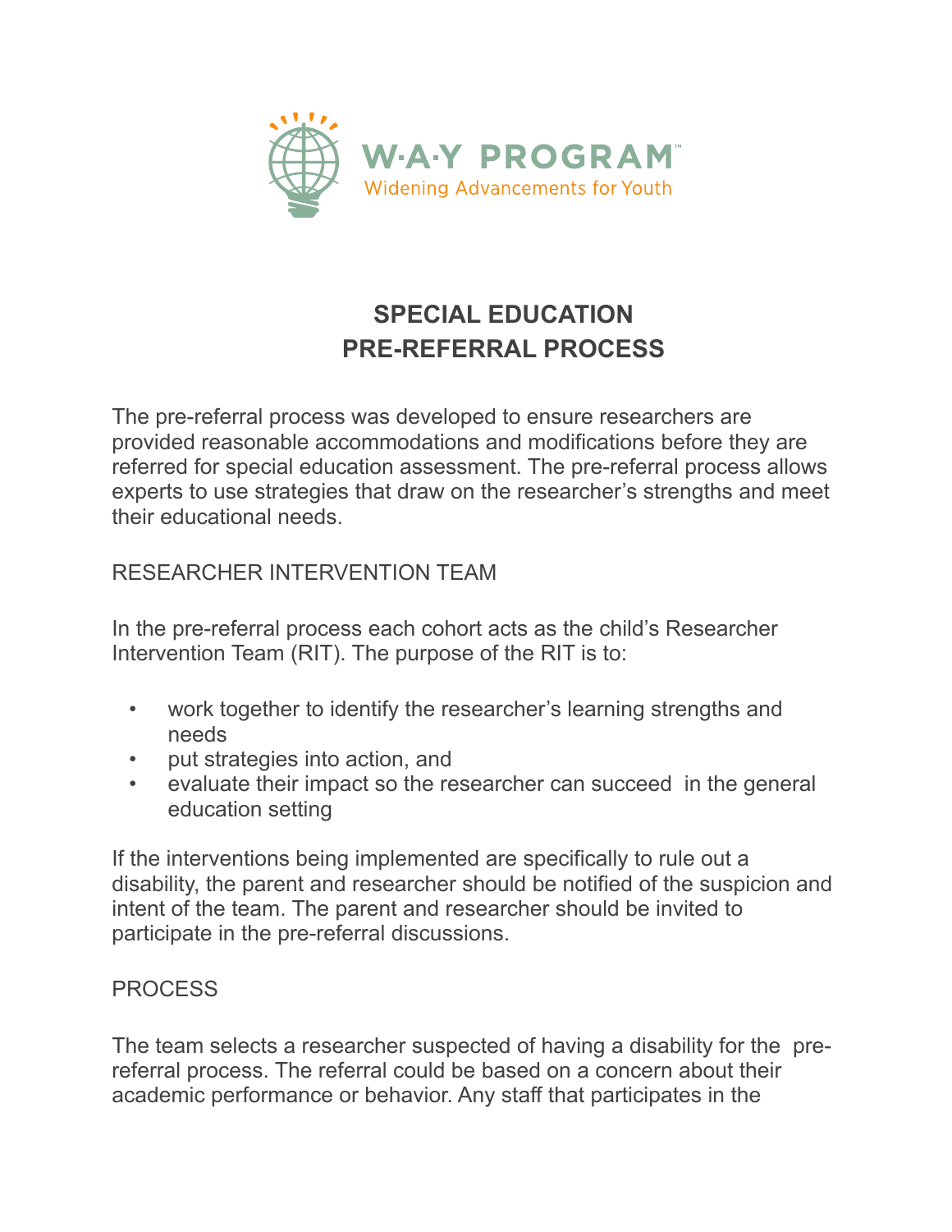W·A·Y PROGRAM™

Widening Advancements for Youth

# SPECIAL EDUCATION PRE-REFERRAL PROCESS

The pre-referral process was developed to ensure researchers are provided reasonable accommodations and modifications before they are referred for special education assessment. The pre-referral process allows experts to use strategies that draw on the researcher's strengths and meet their educational needs.

## RESEARCHER INTERVENTION TEAM

In the pre-referral process each cohort acts as the child's Researcher Intervention Team (RIT). The purpose of the RIT is to:

- work together to identify the researcher's learning strengths and needs
- put strategies into action, and
- evaluate their impact so the researcher can succeed in the general education setting

If the interventions being implemented are specifically to rule out a disability, the parent and researcher should be notified of the suspicion and intent of the team. The parent and researcher should be invited to participate in the pre-referral discussions.

## PROCESS

The team selects a researcher suspected of having a disability for the pre-referral process. The referral could be based on a concern about their academic performance or behavior. Any staff that participates in the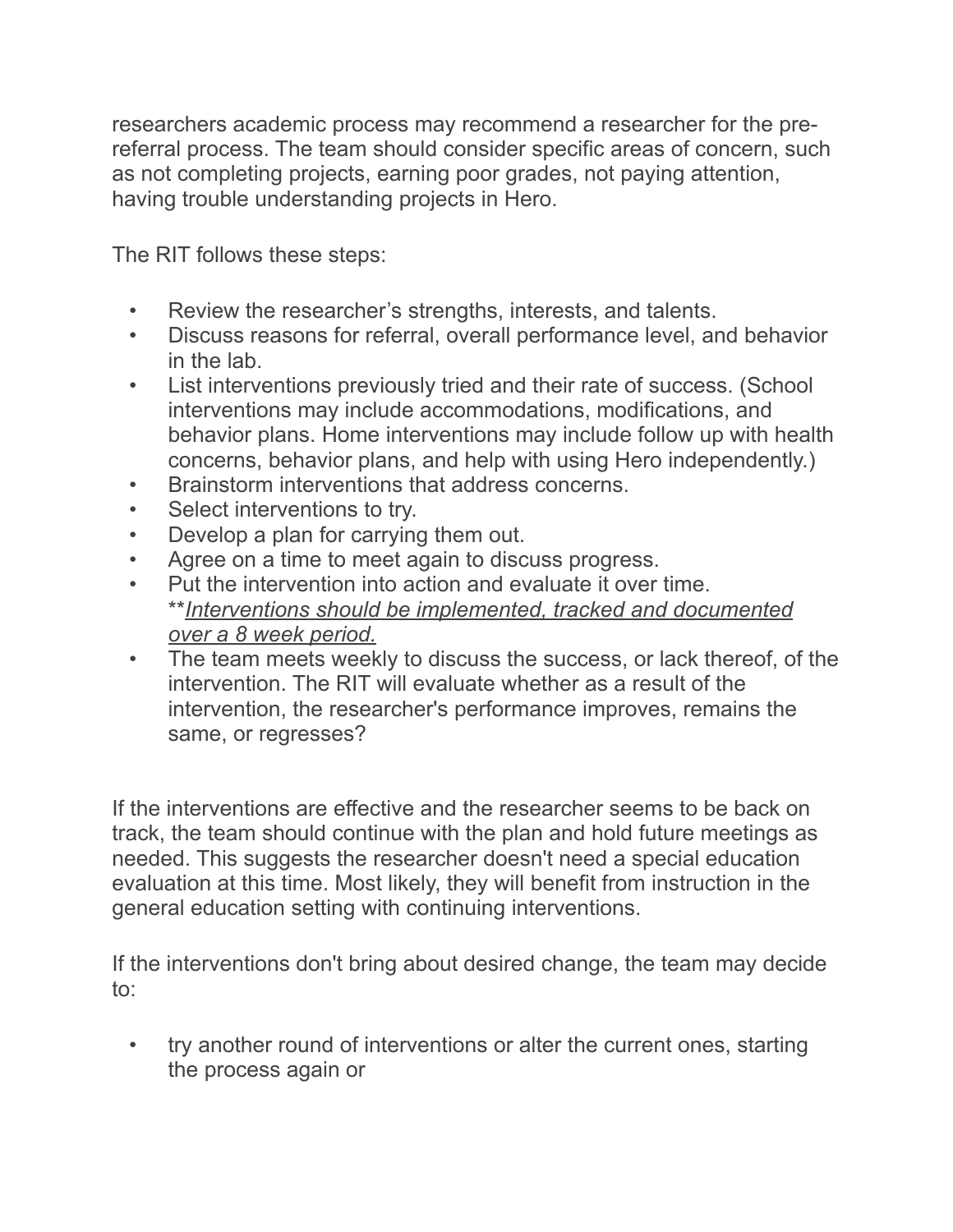researchers academic process may recommend a researcher for the pre-referral process. The team should consider specific areas of concern, such as not completing projects, earning poor grades, not paying attention, having trouble understanding projects in Hero.

The RIT follows these steps:

- Review the researcher's strengths, interests, and talents.
- Discuss reasons for referral, overall performance level, and behavior in the lab.
- List interventions previously tried and their rate of success. (School interventions may include accommodations, modifications, and behavior plans. Home interventions may include follow up with health concerns, behavior plans, and help with using Hero independently.)
- Brainstorm interventions that address concerns.
- Select interventions to try.
- Develop a plan for carrying them out.
- Agree on a time to meet again to discuss progress.
- Put the intervention into action and evaluate it over time. ***<u>Interventions should be implemented, tracked and documented over a 8 week period.</u>***
- The team meets weekly to discuss the success, or lack thereof, of the intervention. The RIT will evaluate whether as a result of the intervention, the researcher's performance improves, remains the same, or regresses?

If the interventions are effective and the researcher seems to be back on track, the team should continue with the plan and hold future meetings as needed. This suggests the researcher doesn't need a special education evaluation at this time. Most likely, they will benefit from instruction in the general education setting with continuing interventions.

If the interventions don't bring about desired change, the team may decide to:

- try another round of interventions or alter the current ones, starting the process again or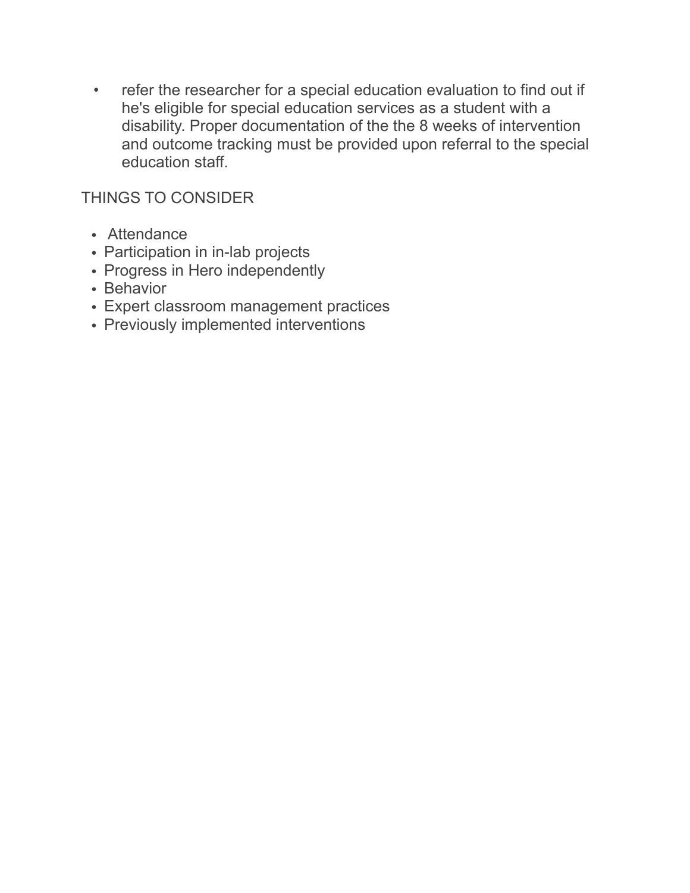- refer the researcher for a special education evaluation to find out if he's eligible for special education services as a student with a disability. Proper documentation of the the 8 weeks of intervention and outcome tracking must be provided upon referral to the special education staff.

THINGS TO CONSIDER

- Attendance
- Participation in in-lab projects
- Progress in Hero independently
- Behavior
- Expert classroom management practices
- Previously implemented interventions